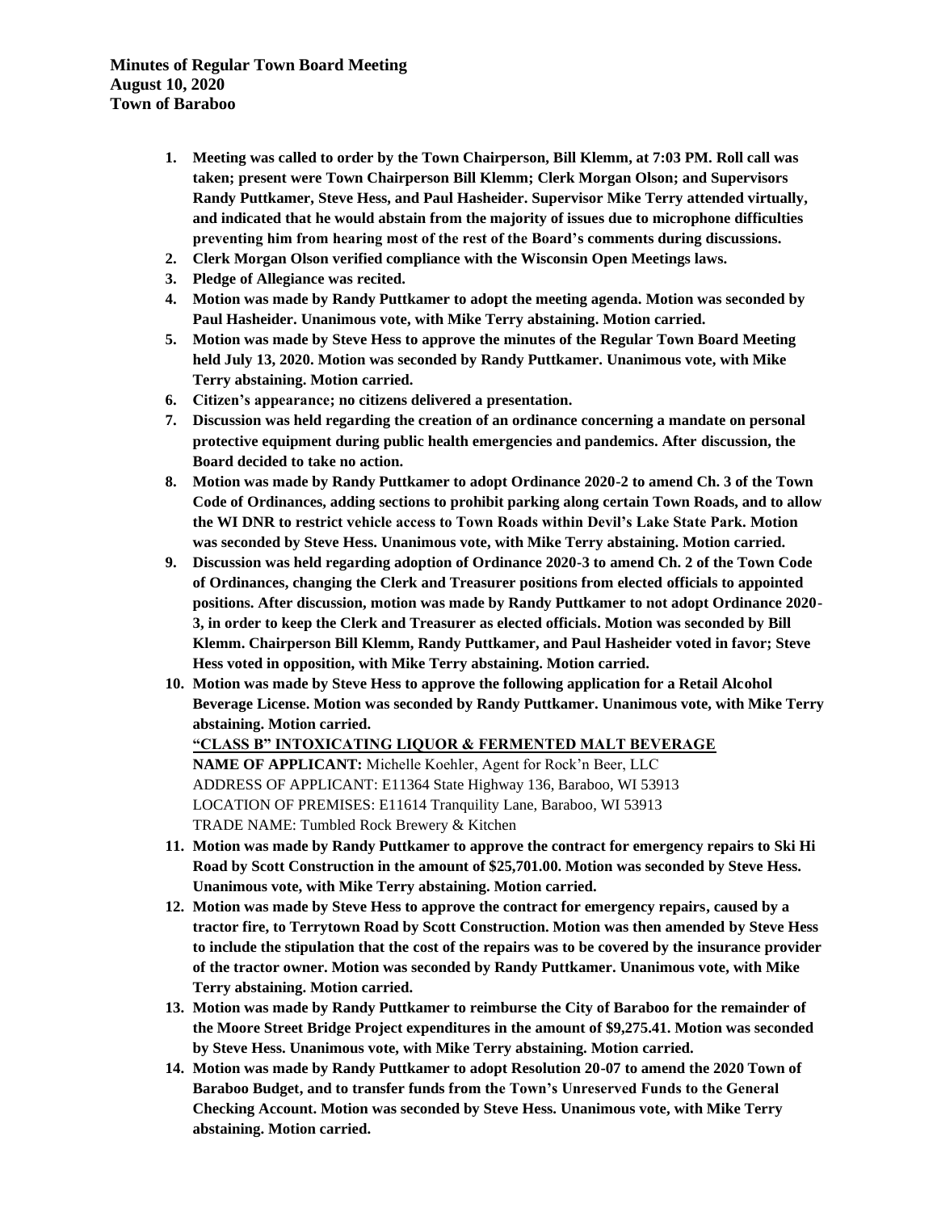**Minutes of Regular Town Board Meeting**
**August 10, 2020**
**Town of Baraboo**

1. **Meeting was called to order by the Town Chairperson, Bill Klemm, at 7:03 PM. Roll call was taken; present were Town Chairperson Bill Klemm; Clerk Morgan Olson; and Supervisors Randy Puttkamer, Steve Hess, and Paul Hasheider. Supervisor Mike Terry attended virtually, and indicated that he would abstain from the majority of issues due to microphone difficulties preventing him from hearing most of the rest of the Board's comments during discussions.**
2. **Clerk Morgan Olson verified compliance with the Wisconsin Open Meetings laws.**
3. **Pledge of Allegiance was recited.**
4. **Motion was made by Randy Puttkamer to adopt the meeting agenda. Motion was seconded by Paul Hasheider. Unanimous vote, with Mike Terry abstaining. Motion carried.**
5. **Motion was made by Steve Hess to approve the minutes of the Regular Town Board Meeting held July 13, 2020. Motion was seconded by Randy Puttkamer. Unanimous vote, with Mike Terry abstaining. Motion carried.**
6. **Citizen's appearance; no citizens delivered a presentation.**
7. **Discussion was held regarding the creation of an ordinance concerning a mandate on personal protective equipment during public health emergencies and pandemics. After discussion, the Board decided to take no action.**
8. **Motion was made by Randy Puttkamer to adopt Ordinance 2020-2 to amend Ch. 3 of the Town Code of Ordinances, adding sections to prohibit parking along certain Town Roads, and to allow the WI DNR to restrict vehicle access to Town Roads within Devil's Lake State Park. Motion was seconded by Steve Hess. Unanimous vote, with Mike Terry abstaining. Motion carried.**
9. **Discussion was held regarding adoption of Ordinance 2020-3 to amend Ch. 2 of the Town Code of Ordinances, changing the Clerk and Treasurer positions from elected officials to appointed positions. After discussion, motion was made by Randy Puttkamer to not adopt Ordinance 2020-3, in order to keep the Clerk and Treasurer as elected officials. Motion was seconded by Bill Klemm. Chairperson Bill Klemm, Randy Puttkamer, and Paul Hasheider voted in favor; Steve Hess voted in opposition, with Mike Terry abstaining. Motion carried.**
10. **Motion was made by Steve Hess to approve the following application for a Retail Alcohol Beverage License. Motion was seconded by Randy Puttkamer. Unanimous vote, with Mike Terry abstaining. Motion carried.**

    **"CLASS B" INTOXICATING LIQUOR & FERMENTED MALT BEVERAGE**
    **NAME OF APPLICANT:** Michelle Koehler, Agent for Rock'n Beer, LLC
    ADDRESS OF APPLICANT: E11364 State Highway 136, Baraboo, WI 53913
    LOCATION OF PREMISES: E11614 Tranquility Lane, Baraboo, WI 53913
    TRADE NAME: Tumbled Rock Brewery & Kitchen
11. **Motion was made by Randy Puttkamer to approve the contract for emergency repairs to Ski Hi Road by Scott Construction in the amount of $25,701.00. Motion was seconded by Steve Hess. Unanimous vote, with Mike Terry abstaining. Motion carried.**
12. **Motion was made by Steve Hess to approve the contract for emergency repairs, caused by a tractor fire, to Terrytown Road by Scott Construction. Motion was then amended by Steve Hess to include the stipulation that the cost of the repairs was to be covered by the insurance provider of the tractor owner. Motion was seconded by Randy Puttkamer. Unanimous vote, with Mike Terry abstaining. Motion carried.**
13. **Motion was made by Randy Puttkamer to reimburse the City of Baraboo for the remainder of the Moore Street Bridge Project expenditures in the amount of $9,275.41. Motion was seconded by Steve Hess. Unanimous vote, with Mike Terry abstaining. Motion carried.**
14. **Motion was made by Randy Puttkamer to adopt Resolution 20-07 to amend the 2020 Town of Baraboo Budget, and to transfer funds from the Town's Unreserved Funds to the General Checking Account. Motion was seconded by Steve Hess. Unanimous vote, with Mike Terry abstaining. Motion carried.**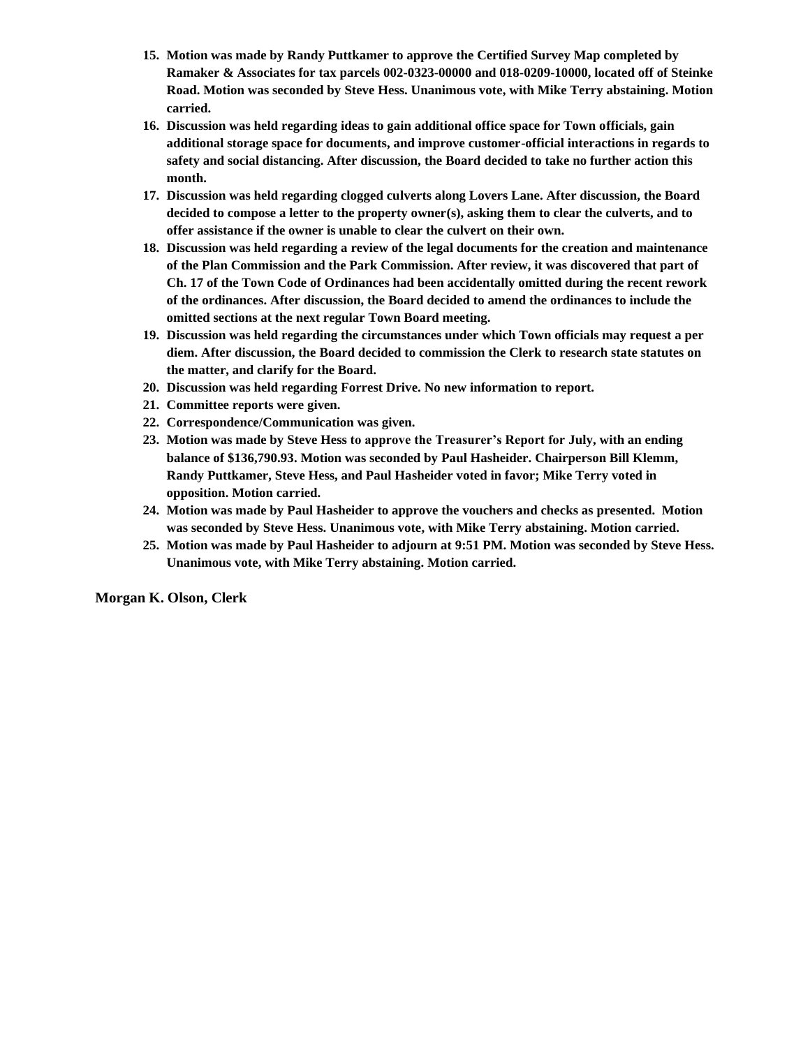15. **Motion was made by Randy Puttkamer to approve the Certified Survey Map completed by Ramaker & Associates for tax parcels 002-0323-00000 and 018-0209-10000, located off of Steinke Road. Motion was seconded by Steve Hess. Unanimous vote, with Mike Terry abstaining. Motion carried.**
16. **Discussion was held regarding ideas to gain additional office space for Town officials, gain additional storage space for documents, and improve customer-official interactions in regards to safety and social distancing. After discussion, the Board decided to take no further action this month.**
17. **Discussion was held regarding clogged culverts along Lovers Lane. After discussion, the Board decided to compose a letter to the property owner(s), asking them to clear the culverts, and to offer assistance if the owner is unable to clear the culvert on their own.**
18. **Discussion was held regarding a review of the legal documents for the creation and maintenance of the Plan Commission and the Park Commission. After review, it was discovered that part of Ch. 17 of the Town Code of Ordinances had been accidentally omitted during the recent rework of the ordinances. After discussion, the Board decided to amend the ordinances to include the omitted sections at the next regular Town Board meeting.**
19. **Discussion was held regarding the circumstances under which Town officials may request a per diem. After discussion, the Board decided to commission the Clerk to research state statutes on the matter, and clarify for the Board.**
20. **Discussion was held regarding Forrest Drive. No new information to report.**
21. **Committee reports were given.**
22. **Correspondence/Communication was given.**
23. **Motion was made by Steve Hess to approve the Treasurer's Report for July, with an ending balance of $136,790.93. Motion was seconded by Paul Hasheider. Chairperson Bill Klemm, Randy Puttkamer, Steve Hess, and Paul Hasheider voted in favor; Mike Terry voted in opposition. Motion carried.**
24. **Motion was made by Paul Hasheider to approve the vouchers and checks as presented. Motion was seconded by Steve Hess. Unanimous vote, with Mike Terry abstaining. Motion carried.**
25. **Motion was made by Paul Hasheider to adjourn at 9:51 PM. Motion was seconded by Steve Hess. Unanimous vote, with Mike Terry abstaining. Motion carried.**

**Morgan K. Olson, Clerk**